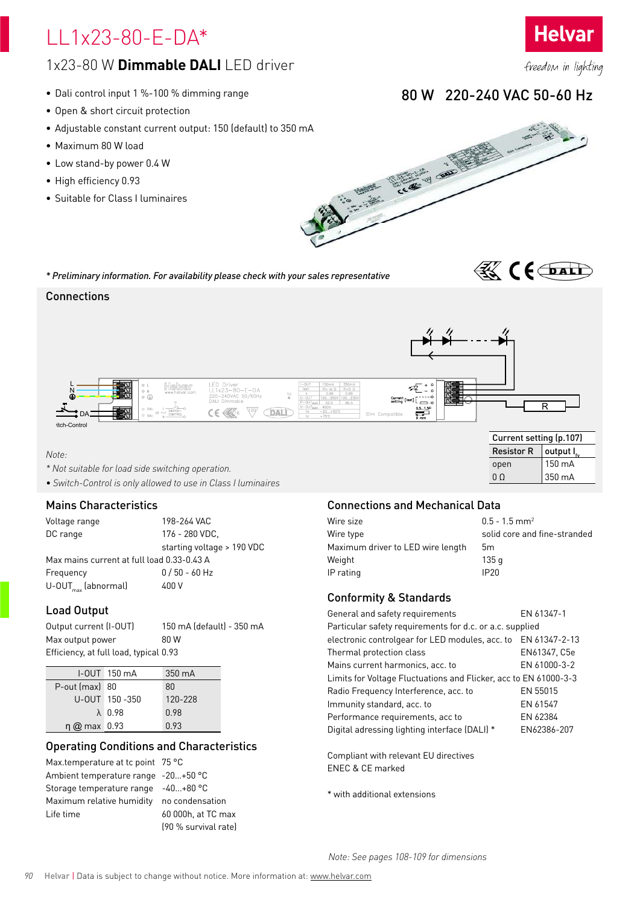# LL1x23-80-E-DA*

## 1x23-80 W **Dimmable DALI** LED driver

- Dali control input 1 %-100 % dimming range
- Open & short circuit protection
- Adjustable constant current output: 150 (default) to 350 mA
- Maximum 80 W load
- Low stand-by power 0.4 W
- High efficiency 0.93
- Suitable for Class I luminaires

**80 W 220-240 VAC 50-60 Hz**

*\* Preliminary information. For availability please check with your sales representative*

## Connections

| Current setting (p.107) | |
|---|---|
| Resistor R | output $I_{fv}$ |
| open | 150 mA |
| 0 Ω | 350 mA |

*Note:*

*\* Not suitable for load side switching operation.*

*• Switch-Control is only allowed to use in Class I luminaires*

## Mains Characteristics

| | |
|---|---|
| Voltage range | 198-264 VAC |
| DC range | 176 - 280 VDC, starting voltage > 190 VDC |
| Max mains current at full load | 0.33-0.43 A |
| Frequency | 0 / 50 - 60 Hz |
| $U\text{-}OUT_{max}$ (abnormal) | 400 V |

## Load Output

| | |
|---|---|
| Output current (I-OUT) | 150 mA (default) - 350 mA |
| Max output power | 80 W |
| Efficiency, at full load, typical | 0.93 |

| I-OUT | 150 mA | 350 mA |
|---|---|---|
| P-out (max) | 80 | 80 |
| U-OUT | 150 -350 | 120-228 |
| λ | 0.98 | 0.98 |
| η @ max | 0.93 | 0.93 |

## Operating Conditions and Characteristics

| | |
|---|---|
| Max.temperature at tc point | 75 °C |
| Ambient temperature range | -20...+50 °C |
| Storage temperature range | -40...+80 °C |
| Maximum relative humidity | no condensation |
| Life time | 60 000h, at TC max (90 % survival rate) |

## Connections and Mechanical Data

| | |
|---|---|
| Wire size | 0.5 - 1.5 mm² |
| Wire type | solid core and fine-stranded |
| Maximum driver to LED wire length | 5m |
| Weight | 135 g |
| IP rating | IP20 |

## Conformity & Standards

| | |
|---|---|
| General and safety requirements | EN 61347-1 |
| Particular safety requirements for d.c. or a.c. supplied electronic controlgear for LED modules, acc. to | EN 61347-2-13 |
| Thermal protection class | EN61347, C5e |
| Mains current harmonics, acc. to | EN 61000-3-2 |
| Limits for Voltage Fluctuations and Flicker, acc to | EN 61000-3-3 |
| Radio Frequency Interference, acc. to | EN 55015 |
| Immunity standard, acc. to | EN 61547 |
| Performance requirements, acc to | EN 62384 |
| Digital adressing lighting interface (DALI) * | EN62386-207 |

Compliant with relevant EU directives
ENEC & CE marked

\* with additional extensions

*Note: See pages 108-109 for dimensions*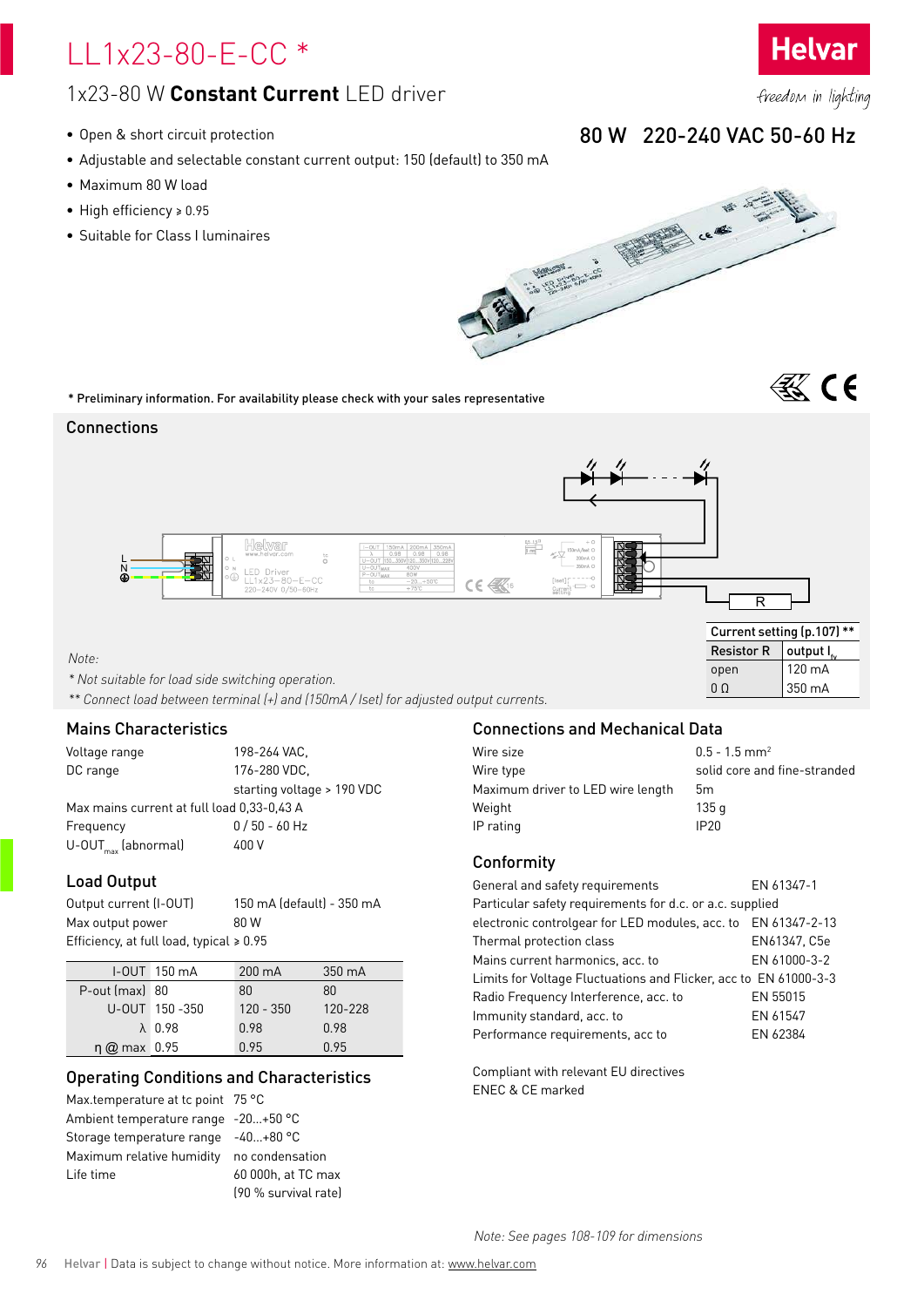# LL1x23-80-E-CC *

## 1x23-80 W **Constant Current** LED driver

Helvar
freedom in lighting

- Open & short circuit protection
- Adjustable and selectable constant current output: 150 (default) to 350 mA
- Maximum 80 W load
- High efficiency ≥ 0.95
- Suitable for Class I luminaires

**80 W 220-240 VAC 50-60 Hz**

\* Preliminary information. For availability please check with your sales representative

## Connections

L
N

R

| Current setting (p.107) ** | |
|---|---|
| Resistor R | output $I_{fv}$ |
| open | 120 mA |
| 0 Ω | 350 mA |

*Note:*

*\* Not suitable for load side switching operation.*

*\*\* Connect load between terminal (+) and (150mA / Iset) for adjusted output currents.*

## Mains Characteristics

| | |
|---|---|
| Voltage range | 198-264 VAC, |
| DC range | 176-280 VDC, |
| | starting voltage > 190 VDC |
| Max mains current at full load | 0,33-0,43 A |
| Frequency | 0 / 50 - 60 Hz |
| $U\text{-}OUT_{max}$ (abnormal) | 400 V |

## Load Output

| | |
|---|---|
| Output current (I-OUT) | 150 mA (default) - 350 mA |
| Max output power | 80 W |
| Efficiency, at full load, typical | ≥ 0.95 |

| I-OUT | 150 mA | 200 mA | 350 mA |
|---|---|---|---|
| P-out (max) | 80 | 80 | 80 |
| U-OUT | 150 -350 | 120 - 350 | 120-228 |
| λ | 0.98 | 0.98 | 0.98 |
| η @ max | 0.95 | 0.95 | 0.95 |

## Operating Conditions and Characteristics

| | |
|---|---|
| Max.temperature at tc point | 75 °C |
| Ambient temperature range | -20...+50 °C |
| Storage temperature range | -40...+80 °C |
| Maximum relative humidity | no condensation |
| Life time | 60 000h, at TC max (90 % survival rate) |

## Connections and Mechanical Data

| | |
|---|---|
| Wire size | 0.5 - 1.5 mm² |
| Wire type | solid core and fine-stranded |
| Maximum driver to LED wire length | 5m |
| Weight | 135 g |
| IP rating | IP20 |

## Conformity

| | |
|---|---|
| General and safety requirements | EN 61347-1 |
| Particular safety requirements for d.c. or a.c. supplied electronic controlgear for LED modules, acc. to | EN 61347-2-13 |
| Thermal protection class | EN61347, C5e |
| Mains current harmonics, acc. to | EN 61000-3-2 |
| Limits for Voltage Fluctuations and Flicker, acc to | EN 61000-3-3 |
| Radio Frequency Interference, acc. to | EN 55015 |
| Immunity standard, acc. to | EN 61547 |
| Performance requirements, acc to | EN 62384 |

Compliant with relevant EU directives
ENEC & CE marked

*Note: See pages 108-109 for dimensions*

Helvar | Data is subject to change without notice. More information at: www.helvar.com